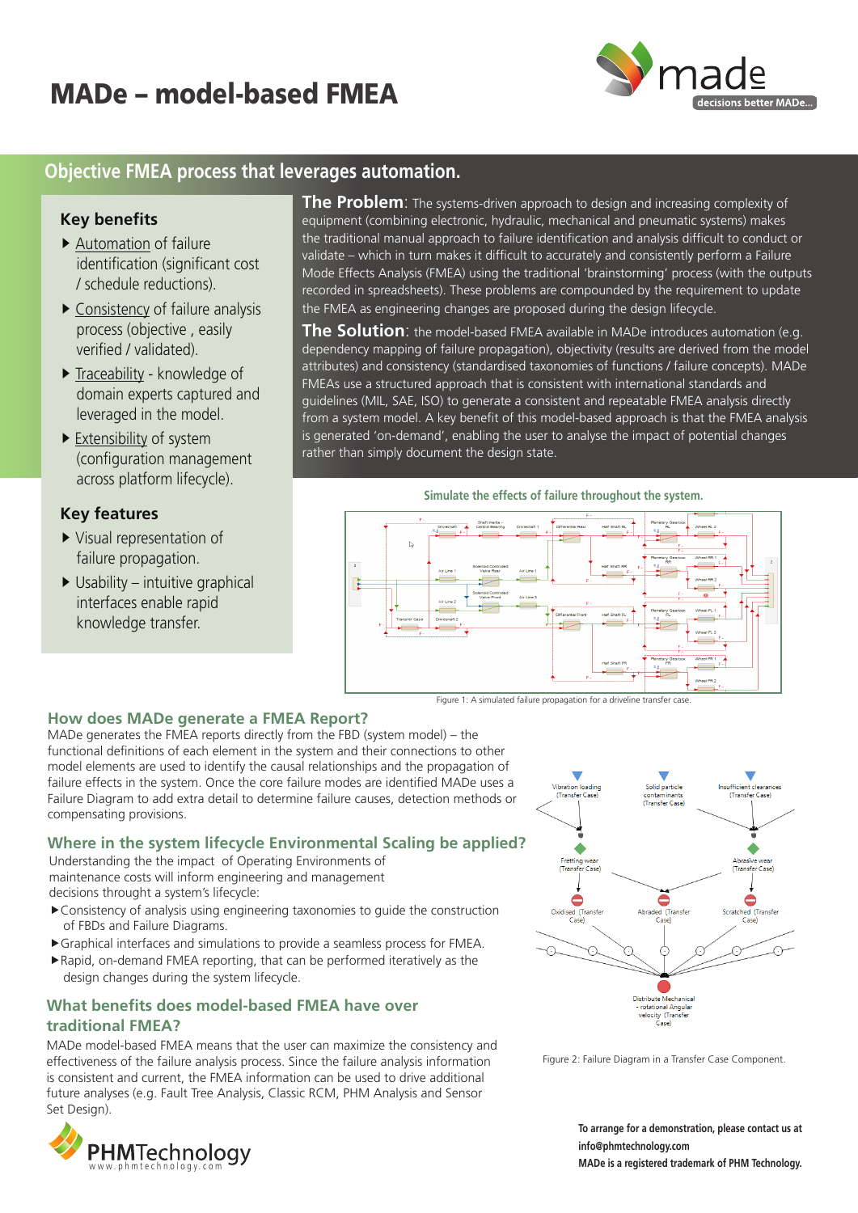# MADe – model-based FMEA

made
decisions better MADe...

## Objective FMEA process that leverages automation.

### Key benefits

- Automation of failure identification (significant cost / schedule reductions).
- Consistency of failure analysis process (objective , easily verified / validated).
- Traceability - knowledge of domain experts captured and leveraged in the model.
- Extensibility of system (configuration management across platform lifecycle).

### Key features

- Visual representation of failure propagation.
- Usability – intuitive graphical interfaces enable rapid knowledge transfer.

**The Problem**: The systems-driven approach to design and increasing complexity of equipment (combining electronic, hydraulic, mechanical and pneumatic systems) makes the traditional manual approach to failure identification and analysis difficult to conduct or validate – which in turn makes it difficult to accurately and consistently perform a Failure Mode Effects Analysis (FMEA) using the traditional 'brainstorming' process (with the outputs recorded in spreadsheets). These problems are compounded by the requirement to update the FMEA as engineering changes are proposed during the design lifecycle.

**The Solution**: the model-based FMEA available in MADe introduces automation (e.g. dependency mapping of failure propagation), objectivity (results are derived from the model attributes) and consistency (standardised taxonomies of functions / failure concepts). MADe FMEAs use a structured approach that is consistent with international standards and guidelines (MIL, SAE, ISO) to generate a consistent and repeatable FMEA analysis directly from a system model. A key benefit of this model-based approach is that the FMEA analysis is generated 'on-demand', enabling the user to analyse the impact of potential changes rather than simply document the design state.

**Simulate the effects of failure throughout the system.**

Figure 1: A simulated failure propagation for a driveline transfer case.

### How does MADe generate a FMEA Report?

MADe generates the FMEA reports directly from the FBD (system model) – the functional definitions of each element in the system and their connections to other model elements are used to identify the causal relationships and the propagation of failure effects in the system. Once the core failure modes are identified MADe uses a Failure Diagram to add extra detail to determine failure causes, detection methods or compensating provisions.

### Where in the system lifecycle Environmental Scaling be applied?

Understanding the the impact of Operating Environments of maintenance costs will inform engineering and management decisions throught a system's lifecycle:

- Consistency of analysis using engineering taxonomies to guide the construction of FBDs and Failure Diagrams.
- Graphical interfaces and simulations to provide a seamless process for FMEA.
- Rapid, on-demand FMEA reporting, that can be performed iteratively as the design changes during the system lifecycle.

### What benefits does model-based FMEA have over traditional FMEA?

MADe model-based FMEA means that the user can maximize the consistency and effectiveness of the failure analysis process. Since the failure analysis information is consistent and current, the FMEA information can be used to drive additional future analyses (e.g. Fault Tree Analysis, Classic RCM, PHM Analysis and Sensor Set Design).

Figure 2: Failure Diagram in a Transfer Case Component.

PHMTechnology
www.phmtechnology.com

**To arrange for a demonstration, please contact us at info@phmtechnology.com**

**MADe is a registered trademark of PHM Technology.**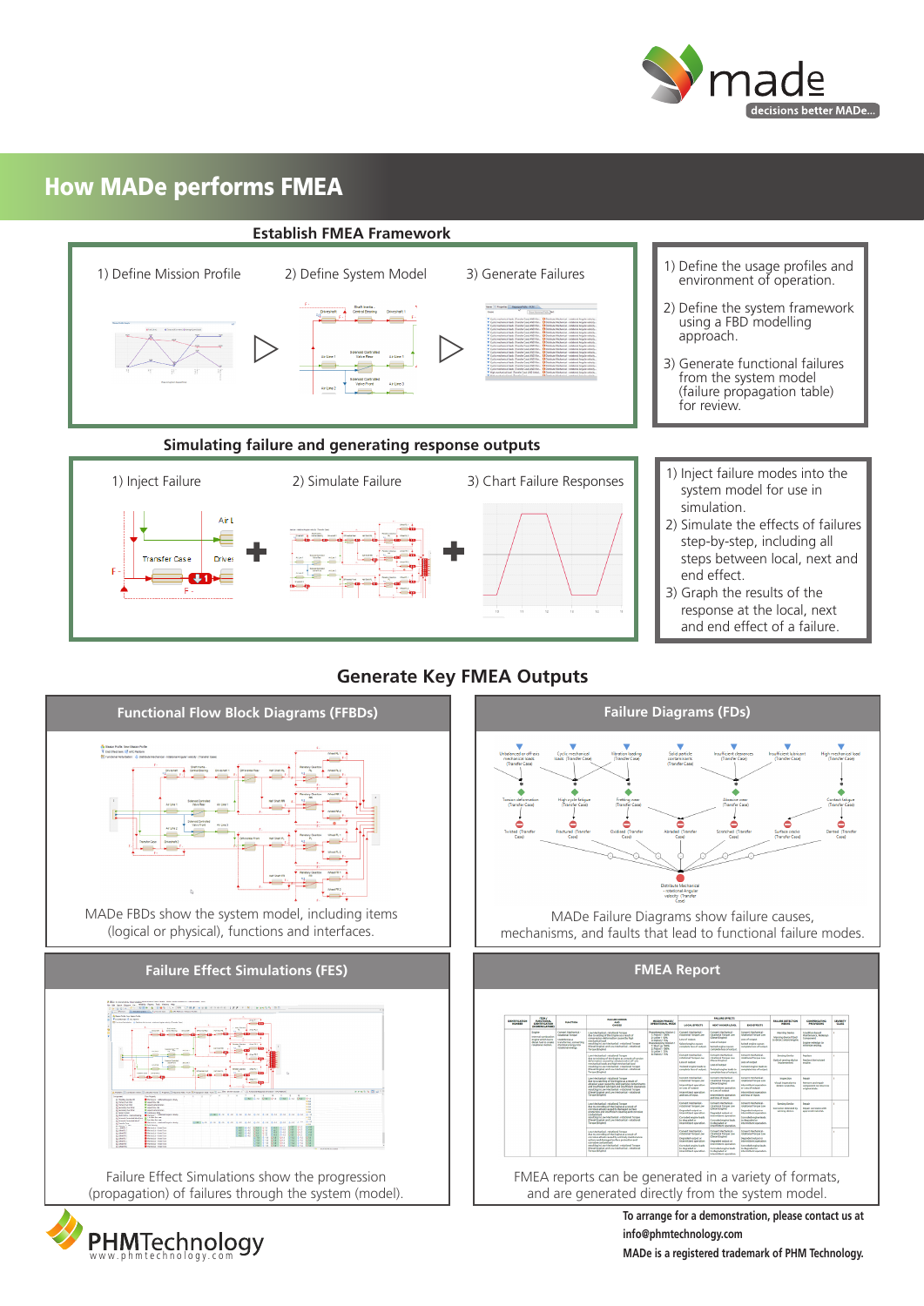made
decisions better MADe...

# How MADe performs FMEA

## Establish FMEA Framework

1) Define Mission Profile

2) Define System Model

3) Generate Failures

1) Define the usage profiles and environment of operation.

2) Define the system framework using a FBD modelling approach.

3) Generate functional failures from the system model (failure propagation table) for review.

## Simulating failure and generating response outputs

1) Inject Failure

2) Simulate Failure

3) Chart Failure Responses

1) Inject failure modes into the system model for use in simulation.

2) Simulate the effects of failures step-by-step, including all steps between local, next and end effect.

3) Graph the results of the response at the local, next and end effect of a failure.

## Generate Key FMEA Outputs

### Functional Flow Block Diagrams (FFBDs)

MADe FBDs show the system model, including items (logical or physical), functions and interfaces.

### Failure Diagrams (FDs)

MADe Failure Diagrams show failure causes, mechanisms, and faults that lead to functional failure modes.

### Failure Effect Simulations (FES)

Failure Effect Simulations show the progression (propagation) of failures through the system (model).

### FMEA Report

FMEA reports can be generated in a variety of formats, and are generated directly from the system model.

PHMTechnology
www.phmtechnology.com

**To arrange for a demonstration, please contact us at info@phmtechnology.com**

**MADe is a registered trademark of PHM Technology.**